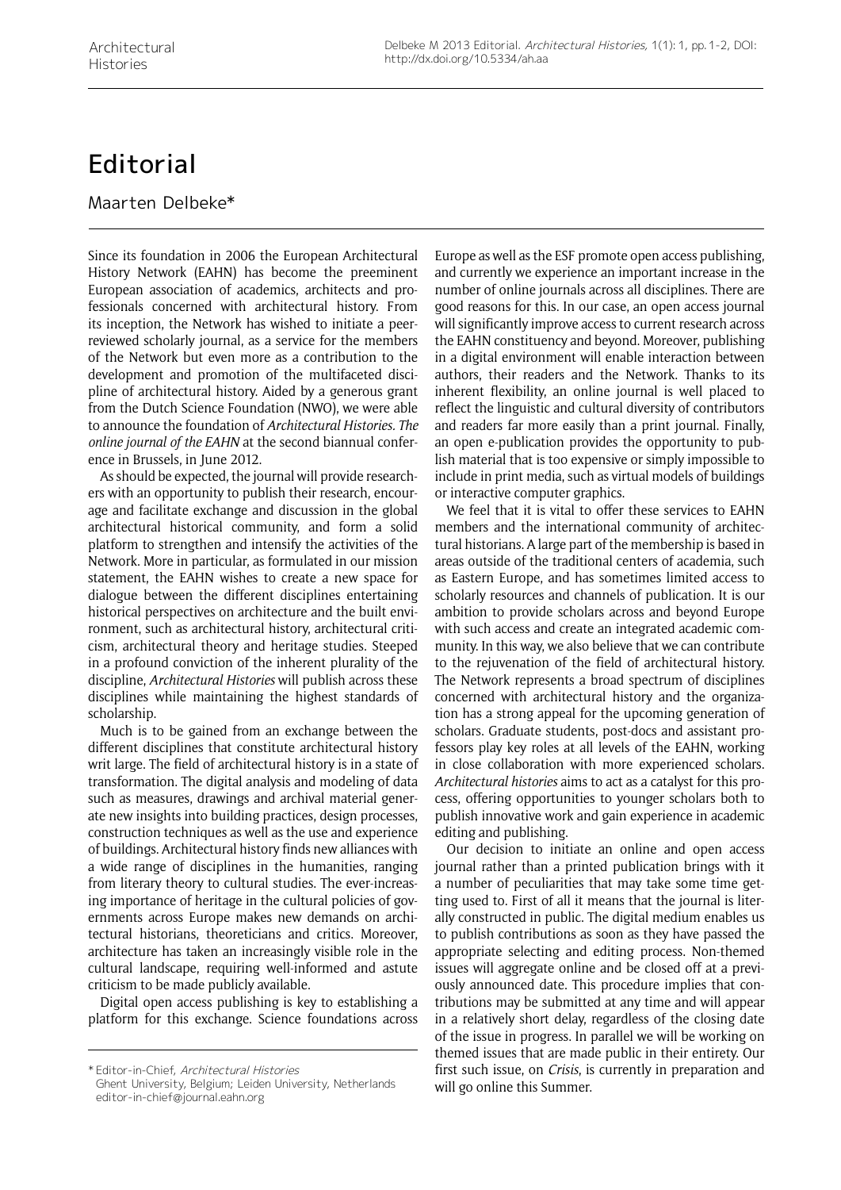# Editorial

Maarten Delbeke*

Since its foundation in 2006 the European Architectural History Network (EAHN) has become the preeminent European association of academics, architects and professionals concerned with architectural history. From its inception, the Network has wished to initiate a peer-reviewed scholarly journal, as a service for the members of the Network but even more as a contribution to the development and promotion of the multifaceted discipline of architectural history. Aided by a generous grant from the Dutch Science Foundation (NWO), we were able to announce the foundation of *Architectural Histories. The online journal of the EAHN* at the second biannual conference in Brussels, in June 2012.

As should be expected, the journal will provide researchers with an opportunity to publish their research, encourage and facilitate exchange and discussion in the global architectural historical community, and form a solid platform to strengthen and intensify the activities of the Network. More in particular, as formulated in our mission statement, the EAHN wishes to create a new space for dialogue between the different disciplines entertaining historical perspectives on architecture and the built environment, such as architectural history, architectural criticism, architectural theory and heritage studies. Steeped in a profound conviction of the inherent plurality of the discipline, *Architectural Histories* will publish across these disciplines while maintaining the highest standards of scholarship.

Much is to be gained from an exchange between the different disciplines that constitute architectural history writ large. The field of architectural history is in a state of transformation. The digital analysis and modeling of data such as measures, drawings and archival material generate new insights into building practices, design processes, construction techniques as well as the use and experience of buildings. Architectural history finds new alliances with a wide range of disciplines in the humanities, ranging from literary theory to cultural studies. The ever-increasing importance of heritage in the cultural policies of governments across Europe makes new demands on architectural historians, theoreticians and critics. Moreover, architecture has taken an increasingly visible role in the cultural landscape, requiring well-informed and astute criticism to be made publicly available.

Digital open access publishing is key to establishing a platform for this exchange. Science foundations across Europe as well as the ESF promote open access publishing, and currently we experience an important increase in the number of online journals across all disciplines. There are good reasons for this. In our case, an open access journal will significantly improve access to current research across the EAHN constituency and beyond. Moreover, publishing in a digital environment will enable interaction between authors, their readers and the Network. Thanks to its inherent flexibility, an online journal is well placed to reflect the linguistic and cultural diversity of contributors and readers far more easily than a print journal. Finally, an open e-publication provides the opportunity to publish material that is too expensive or simply impossible to include in print media, such as virtual models of buildings or interactive computer graphics.

We feel that it is vital to offer these services to EAHN members and the international community of architectural historians. A large part of the membership is based in areas outside of the traditional centers of academia, such as Eastern Europe, and has sometimes limited access to scholarly resources and channels of publication. It is our ambition to provide scholars across and beyond Europe with such access and create an integrated academic community. In this way, we also believe that we can contribute to the rejuvenation of the field of architectural history. The Network represents a broad spectrum of disciplines concerned with architectural history and the organization has a strong appeal for the upcoming generation of scholars. Graduate students, post-docs and assistant professors play key roles at all levels of the EAHN, working in close collaboration with more experienced scholars. *Architectural histories* aims to act as a catalyst for this process, offering opportunities to younger scholars both to publish innovative work and gain experience in academic editing and publishing.

Our decision to initiate an online and open access journal rather than a printed publication brings with it a number of peculiarities that may take some time getting used to. First of all it means that the journal is literally constructed in public. The digital medium enables us to publish contributions as soon as they have passed the appropriate selecting and editing process. Non-themed issues will aggregate online and be closed off at a previously announced date. This procedure implies that contributions may be submitted at any time and will appear in a relatively short delay, regardless of the closing date of the issue in progress. In parallel we will be working on themed issues that are made public in their entirety. Our first such issue, on *Crisis*, is currently in preparation and will go online this Summer.

\* Editor-in-Chief, *Architectural Histories*
Ghent University, Belgium; Leiden University, Netherlands
editor-in-chief@journal.eahn.org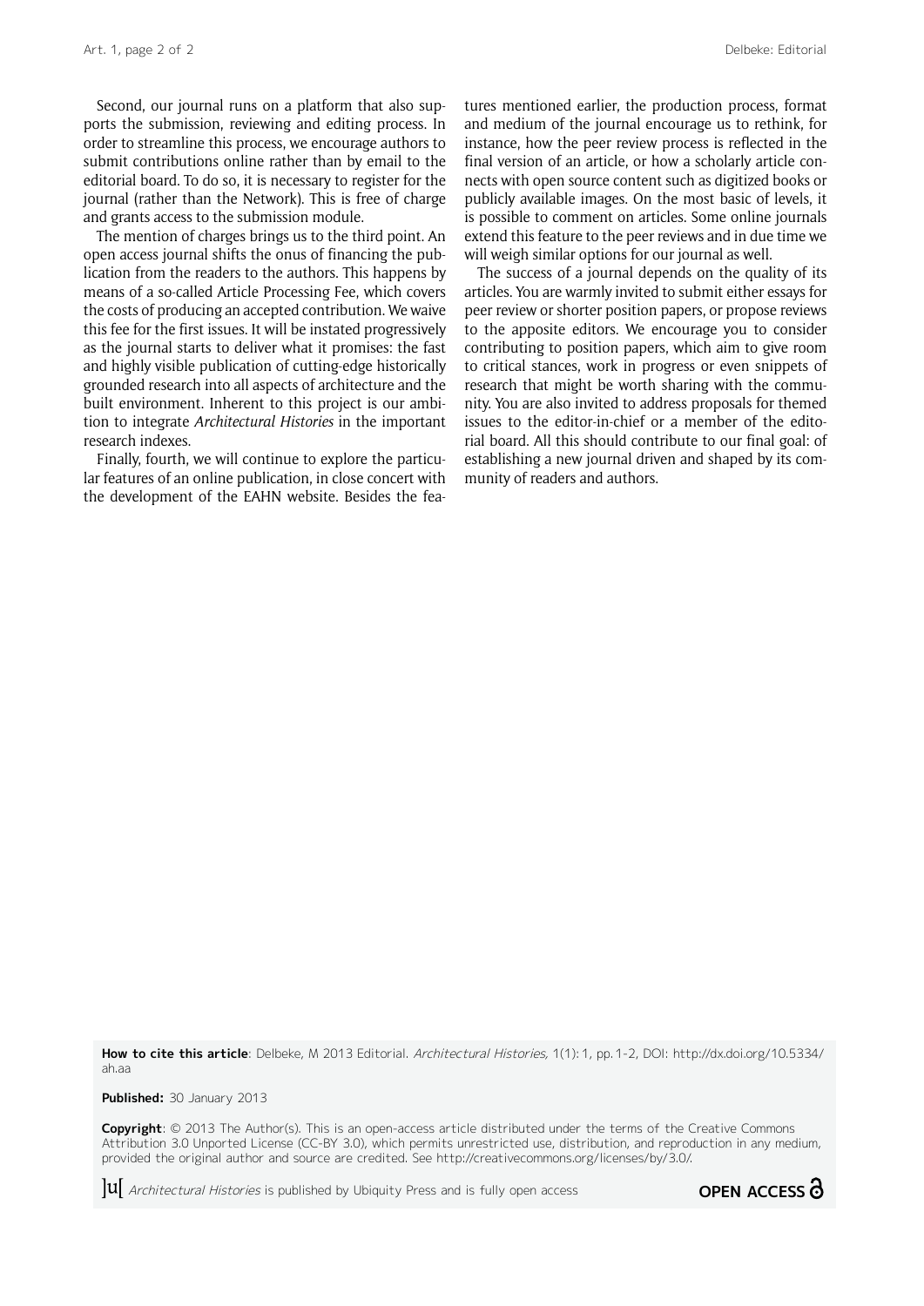Second, our journal runs on a platform that also supports the submission, reviewing and editing process. In order to streamline this process, we encourage authors to submit contributions online rather than by email to the editorial board. To do so, it is necessary to register for the journal (rather than the Network). This is free of charge and grants access to the submission module.

The mention of charges brings us to the third point. An open access journal shifts the onus of financing the publication from the readers to the authors. This happens by means of a so-called Article Processing Fee, which covers the costs of producing an accepted contribution. We waive this fee for the first issues. It will be instated progressively as the journal starts to deliver what it promises: the fast and highly visible publication of cutting-edge historically grounded research into all aspects of architecture and the built environment. Inherent to this project is our ambition to integrate *Architectural Histories* in the important research indexes.

Finally, fourth, we will continue to explore the particular features of an online publication, in close concert with the development of the EAHN website. Besides the features mentioned earlier, the production process, format and medium of the journal encourage us to rethink, for instance, how the peer review process is reflected in the final version of an article, or how a scholarly article connects with open source content such as digitized books or publicly available images. On the most basic of levels, it is possible to comment on articles. Some online journals extend this feature to the peer reviews and in due time we will weigh similar options for our journal as well.

The success of a journal depends on the quality of its articles. You are warmly invited to submit either essays for peer review or shorter position papers, or propose reviews to the apposite editors. We encourage you to consider contributing to position papers, which aim to give room to critical stances, work in progress or even snippets of research that might be worth sharing with the community. You are also invited to address proposals for themed issues to the editor-in-chief or a member of the editorial board. All this should contribute to our final goal: of establishing a new journal driven and shaped by its community of readers and authors.

**How to cite this article**: Delbeke, M 2013 Editorial. *Architectural Histories,* 1(1): 1, pp. 1-2, DOI: http://dx.doi.org/10.5334/ah.aa

**Published:** 30 January 2013

**Copyright**: © 2013 The Author(s). This is an open-access article distributed under the terms of the Creative Commons Attribution 3.0 Unported License (CC-BY 3.0), which permits unrestricted use, distribution, and reproduction in any medium, provided the original author and source are credited. See http://creativecommons.org/licenses/by/3.0/.

*Architectural Histories* is published by Ubiquity Press and is fully open access

**OPEN ACCESS**